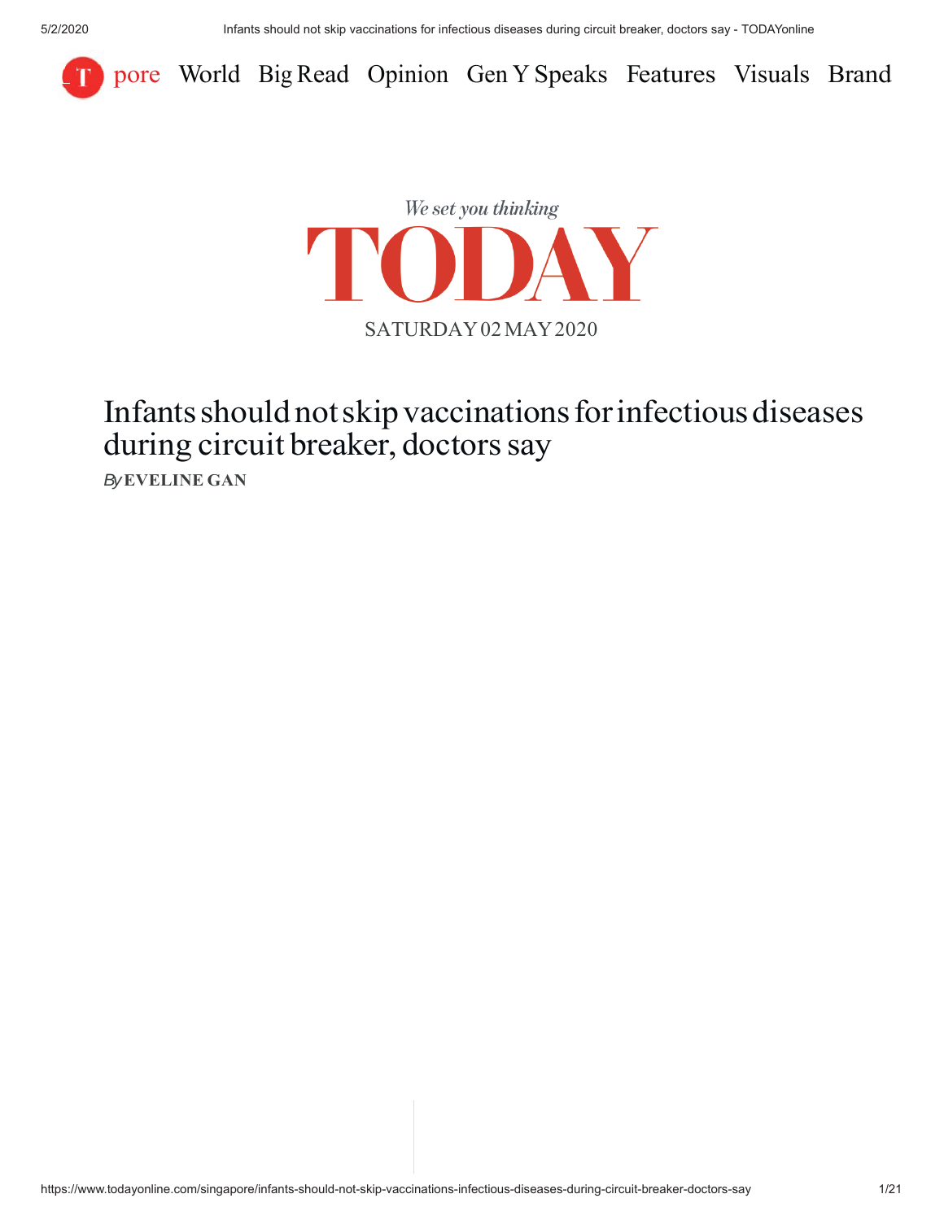pore World Big Read Opinion Gen Y Speaks Features Visuals Brand

*We set you thinking*

TODAY

SATURDAY 02 MAY 2020

# Infants should not skip vaccinations for infectious diseases during circuit breaker, doctors say

*By* **EVELINE GAN**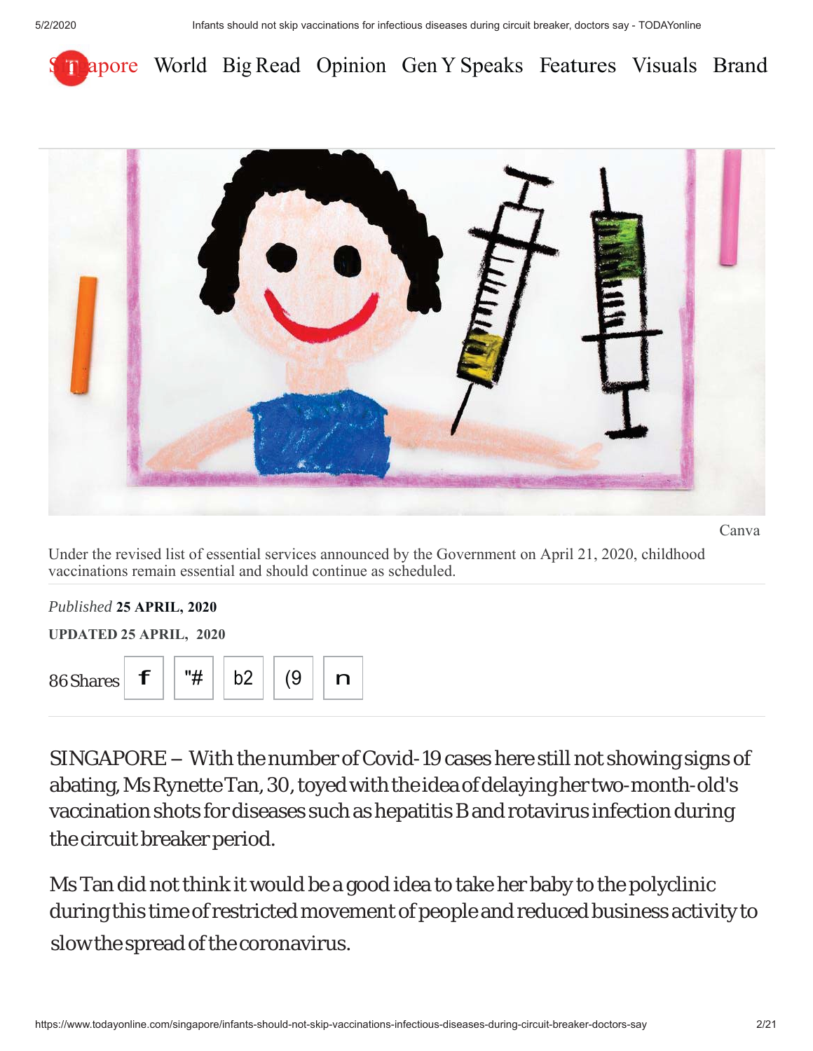Singapore World Big Read Opinion Gen Y Speaks Features Visuals Brand

Canva

Under the revised list of essential services announced by the Government on April 21, 2020, childhood vaccinations remain essential and should continue as scheduled.

*Published* **25 APRIL, 2020**

**UPDATED 25 APRIL, 2020**

86 Shares

SINGAPORE – With the number of Covid-19 cases here still not showing signs of abating, Ms Rynette Tan, 30, toyed with the idea of delaying her two-month-old's vaccination shots for diseases such as hepatitis B and rotavirus infection during the circuit breaker period.

Ms Tan did not think it would be a good idea to take her baby to the polyclinic during this time of restricted movement of people and reduced business activity to slow the spread of the coronavirus.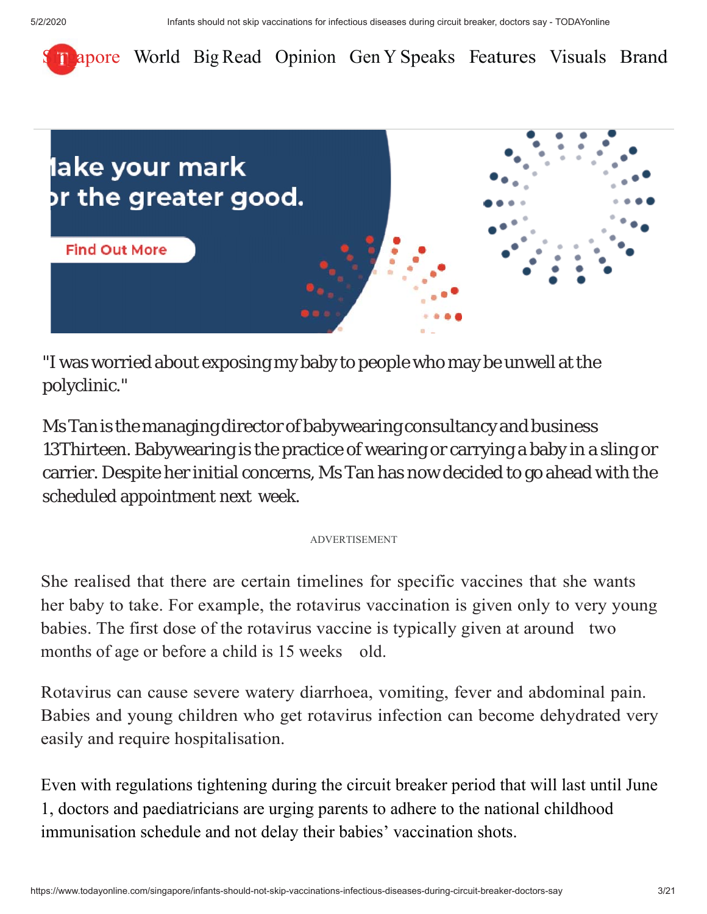"I was worried about exposing my baby to people who may be unwell at the polyclinic."

Ms Tan is the managing director of babywearing consultancy and business 13Thirteen. Babywearing is the practice of wearing or carrying a baby in a sling or carrier. Despite her initial concerns, Ms Tan has now decided to go ahead with the scheduled appointment next week.

She realised that there are certain timelines for specific vaccines that she wants her baby to take. For example, the rotavirus vaccination is given only to very young babies. The first dose of the rotavirus vaccine is typically given at around two months of age or before a child is 15 weeks old.

Rotavirus can cause severe watery diarrhoea, vomiting, fever and abdominal pain. Babies and young children who get rotavirus infection can become dehydrated very easily and require hospitalisation.

Even with regulations tightening during the circuit breaker period that will last until June 1, doctors and paediatricians are urging parents to adhere to the national childhood immunisation schedule and not delay their babies' vaccination shots.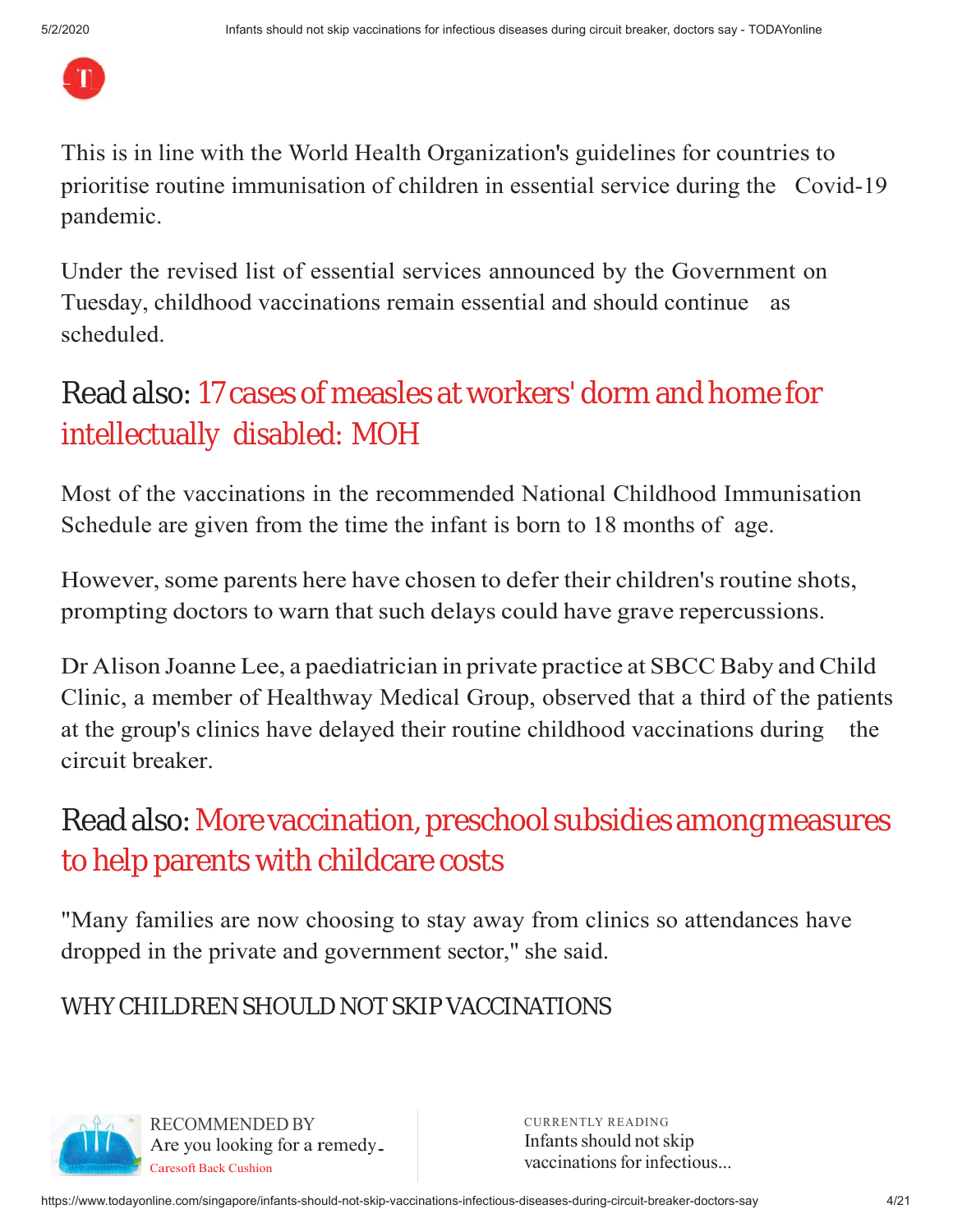This is in line with the World Health Organization's guidelines for countries to prioritise routine immunisation of children in essential service during the Covid-19 pandemic.

Under the revised list of essential services announced by the Government on Tuesday, childhood vaccinations remain essential and should continue as scheduled.

Read also: 17 cases of measles at workers' dorm and home for intellectually disabled: MOH

Most of the vaccinations in the recommended National Childhood Immunisation Schedule are given from the time the infant is born to 18 months of age.

However, some parents here have chosen to defer their children's routine shots, prompting doctors to warn that such delays could have grave repercussions.

Dr Alison Joanne Lee, a paediatrician in private practice at SBCC Baby and Child Clinic, a member of Healthway Medical Group, observed that a third of the patients at the group's clinics have delayed their routine childhood vaccinations during the circuit breaker.

Read also: More vaccination, preschool subsidies among measures to help parents with childcare costs

"Many families are now choosing to stay away from clinics so attendances have dropped in the private and government sector," she said.

## WHY CHILDREN SHOULD NOT SKIP VACCINATIONS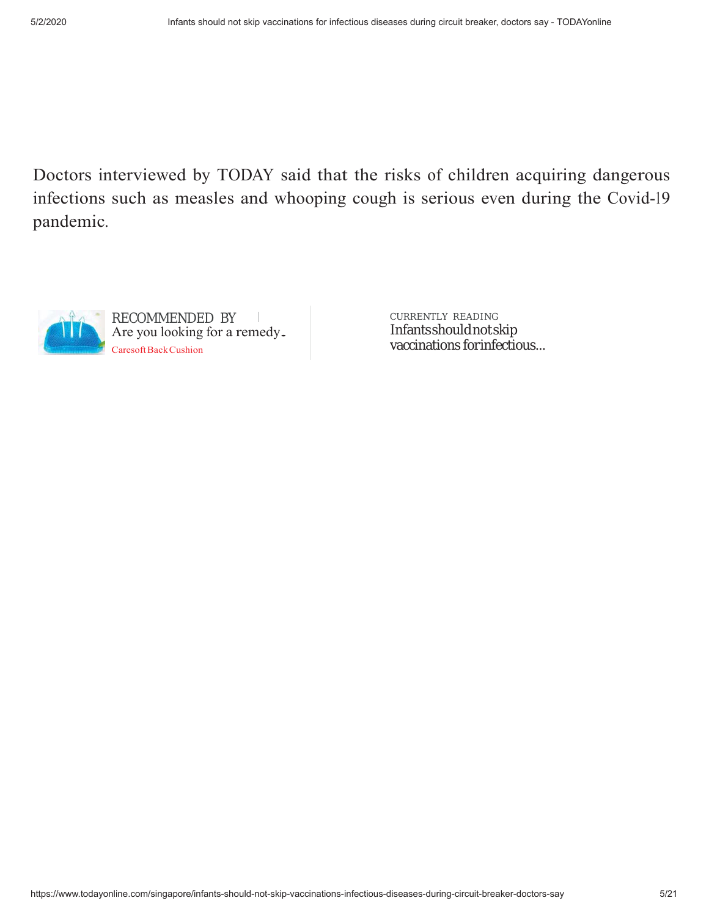Doctors interviewed by TODAY said that the risks of children acquiring dangerous infections such as measles and whooping cough is serious even during the Covid-19 pandemic.

RECOMMENDED BY
Are you looking for a remedy...
Caresoft Back Cushion

CURRENTLY READING
Infants should not skip vaccinations for infectious...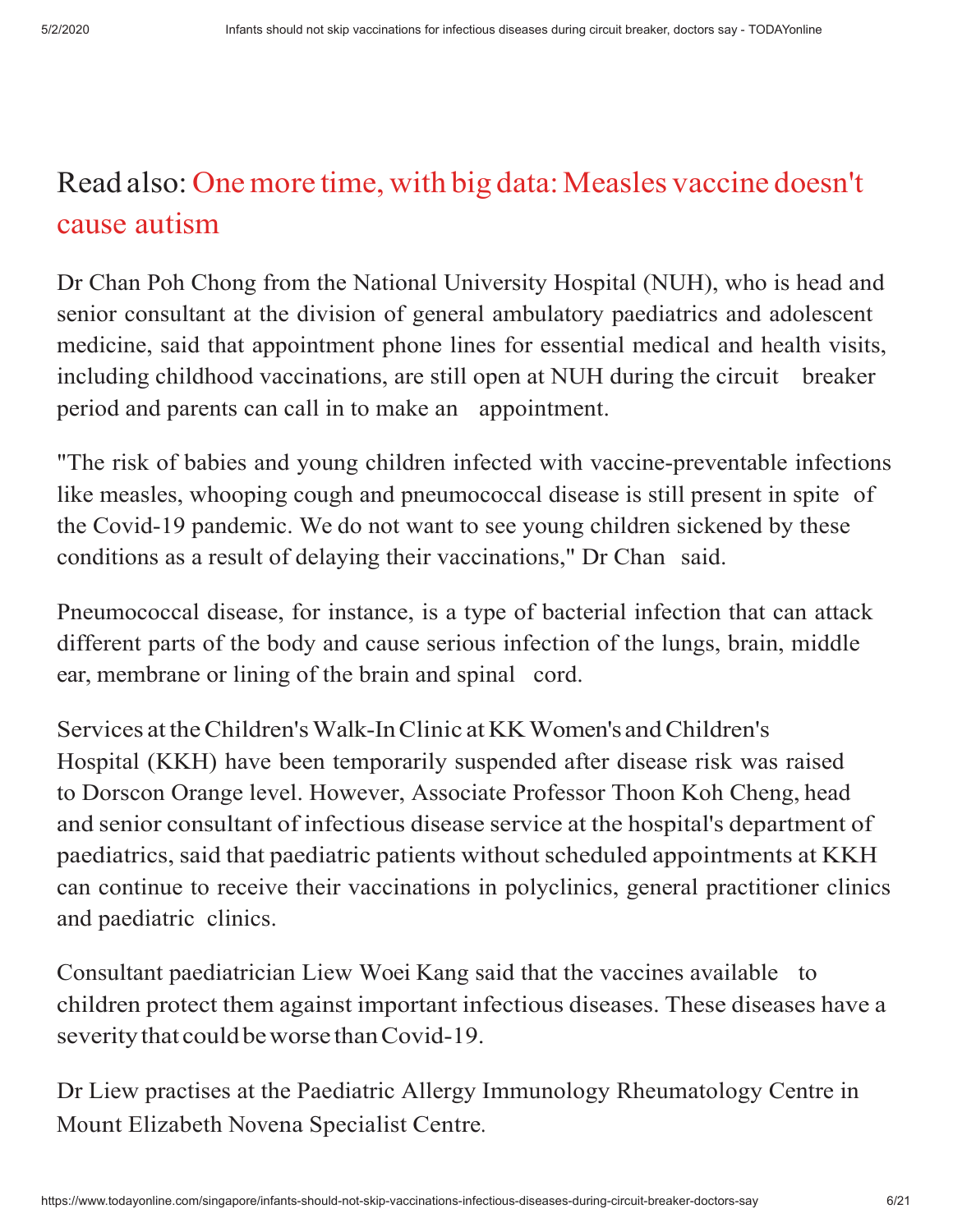Read also: One more time, with big data: Measles vaccine doesn't cause autism

Dr Chan Poh Chong from the National University Hospital (NUH), who is head and senior consultant at the division of general ambulatory paediatrics and adolescent medicine, said that appointment phone lines for essential medical and health visits, including childhood vaccinations, are still open at NUH during the circuit breaker period and parents can call in to make an appointment.

"The risk of babies and young children infected with vaccine-preventable infections like measles, whooping cough and pneumococcal disease is still present in spite of the Covid-19 pandemic. We do not want to see young children sickened by these conditions as a result of delaying their vaccinations," Dr Chan said.

Pneumococcal disease, for instance, is a type of bacterial infection that can attack different parts of the body and cause serious infection of the lungs, brain, middle ear, membrane or lining of the brain and spinal cord.

Services at the Children's Walk-In Clinic at KK Women's and Children's Hospital (KKH) have been temporarily suspended after disease risk was raised to Dorscon Orange level. However, Associate Professor Thoon Koh Cheng, head and senior consultant of infectious disease service at the hospital's department of paediatrics, said that paediatric patients without scheduled appointments at KKH can continue to receive their vaccinations in polyclinics, general practitioner clinics and paediatric clinics.

Consultant paediatrician Liew Woei Kang said that the vaccines available to children protect them against important infectious diseases. These diseases have a severity that could be worse than Covid-19.

Dr Liew practises at the Paediatric Allergy Immunology Rheumatology Centre in Mount Elizabeth Novena Specialist Centre.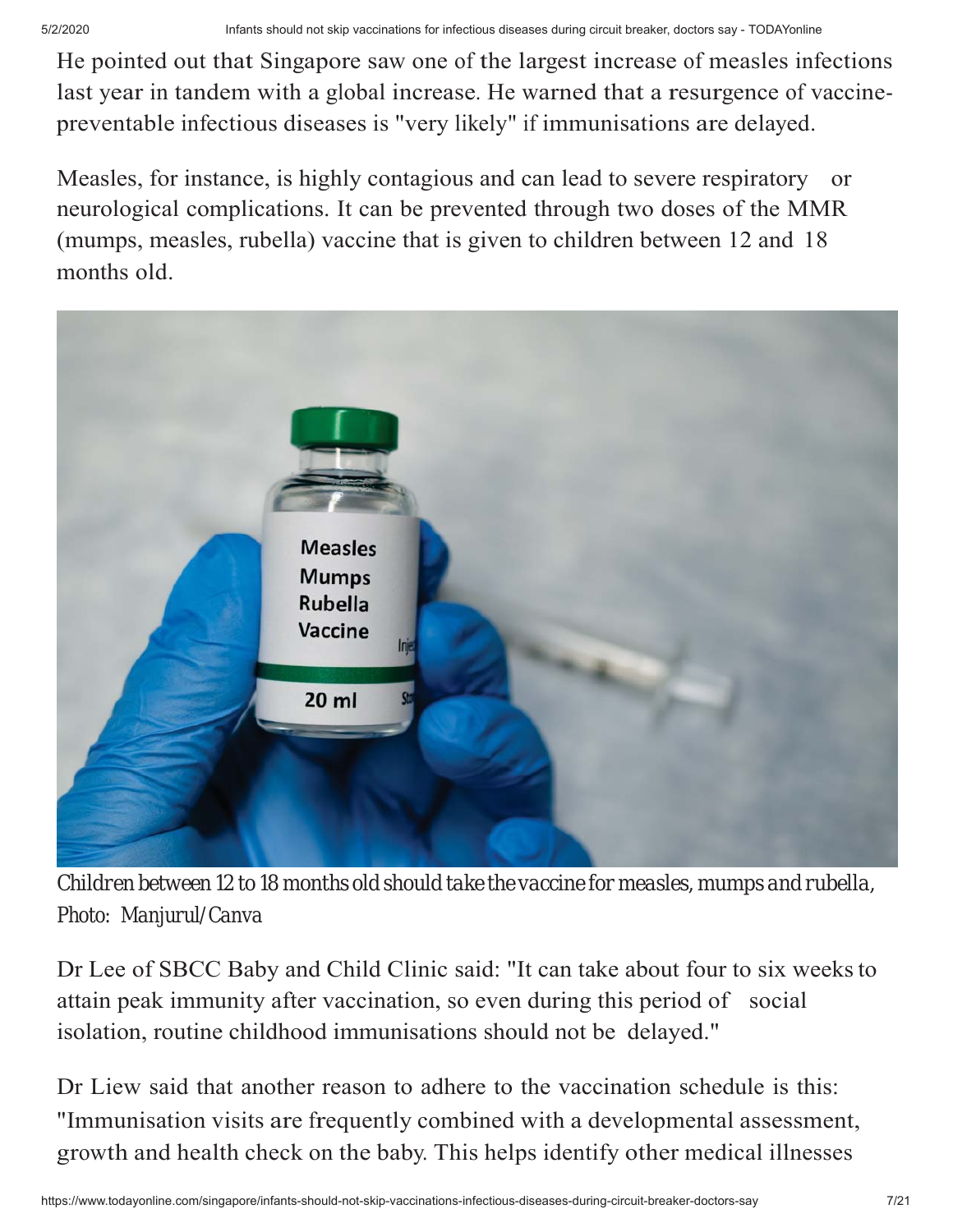He pointed out that Singapore saw one of the largest increase of measles infections last year in tandem with a global increase. He warned that a resurgence of vaccine-preventable infectious diseases is "very likely" if immunisations are delayed.

Measles, for instance, is highly contagious and can lead to severe respiratory or neurological complications. It can be prevented through two doses of the MMR (mumps, measles, rubella) vaccine that is given to children between 12 and 18 months old.

*Children between 12 to 18 months old should take the vaccine for measles, mumps and rubella, Photo: Manjurul/Canva*

Dr Lee of SBCC Baby and Child Clinic said: "It can take about four to six weeks to attain peak immunity after vaccination, so even during this period of social isolation, routine childhood immunisations should not be delayed."

Dr Liew said that another reason to adhere to the vaccination schedule is this: "Immunisation visits are frequently combined with a developmental assessment, growth and health check on the baby. This helps identify other medical illnesses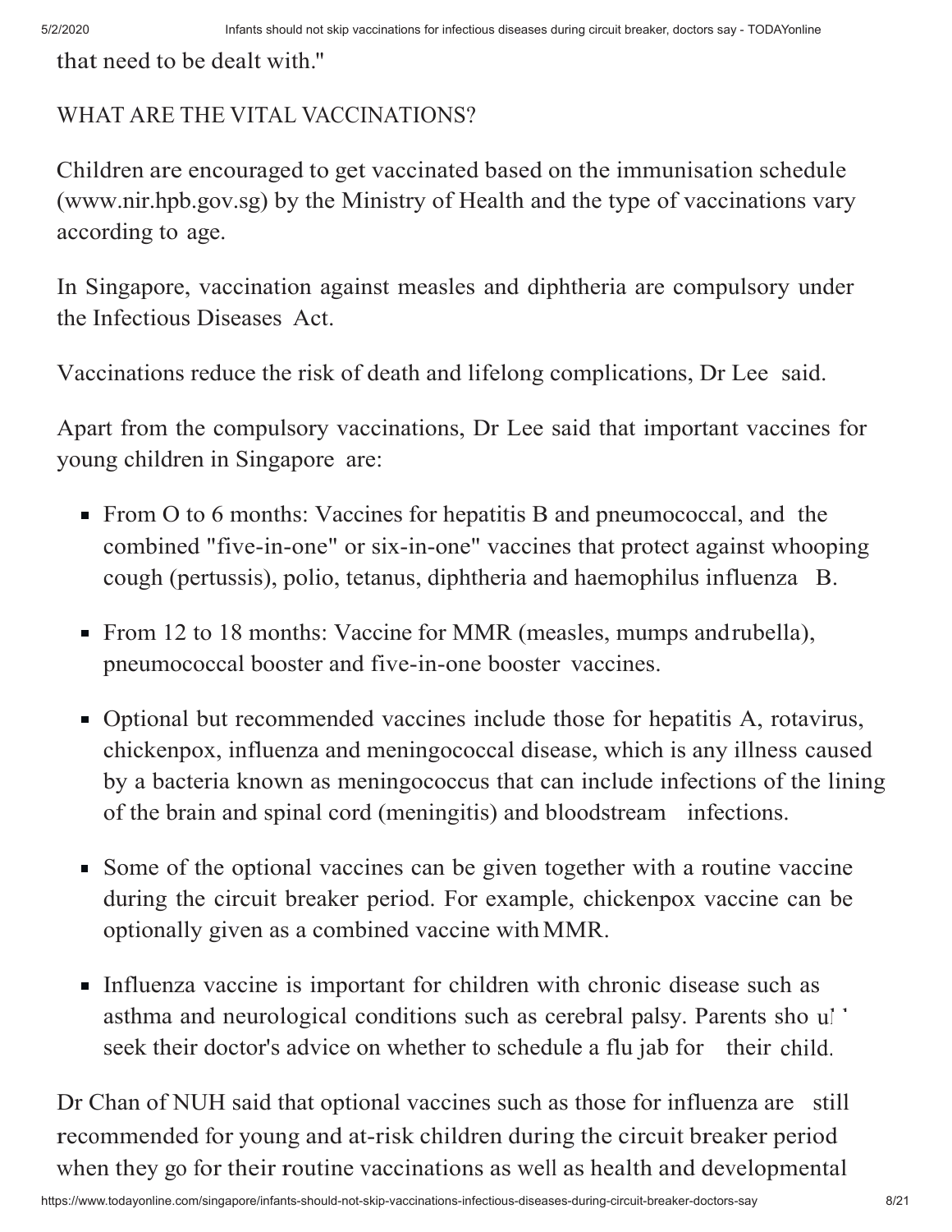that need to be dealt with."

WHAT ARE THE VITAL VACCINATIONS?

Children are encouraged to get vaccinated based on the immunisation schedule (www.nir.hpb.gov.sg) by the Ministry of Health and the type of vaccinations vary according to age.

In Singapore, vaccination against measles and diphtheria are compulsory under the Infectious Diseases Act.

Vaccinations reduce the risk of death and lifelong complications, Dr Lee said.

Apart from the compulsory vaccinations, Dr Lee said that important vaccines for young children in Singapore are:

- From O to 6 months: Vaccines for hepatitis B and pneumococcal, and the combined "five-in-one" or six-in-one" vaccines that protect against whooping cough (pertussis), polio, tetanus, diphtheria and haemophilus influenza B.
- From 12 to 18 months: Vaccine for MMR (measles, mumps andrubella), pneumococcal booster and five-in-one booster vaccines.
- Optional but recommended vaccines include those for hepatitis A, rotavirus, chickenpox, influenza and meningococcal disease, which is any illness caused by a bacteria known as meningococcus that can include infections of the lining of the brain and spinal cord (meningitis) and bloodstream infections.
- Some of the optional vaccines can be given together with a routine vaccine during the circuit breaker period. For example, chickenpox vaccine can be optionally given as a combined vaccine with MMR.
- Influenza vaccine is important for children with chronic disease such as asthma and neurological conditions such as cerebral palsy. Parents should seek their doctor's advice on whether to schedule a flu jab for their child.

Dr Chan of NUH said that optional vaccines such as those for influenza are still recommended for young and at-risk children during the circuit breaker period when they go for their routine vaccinations as well as health and developmental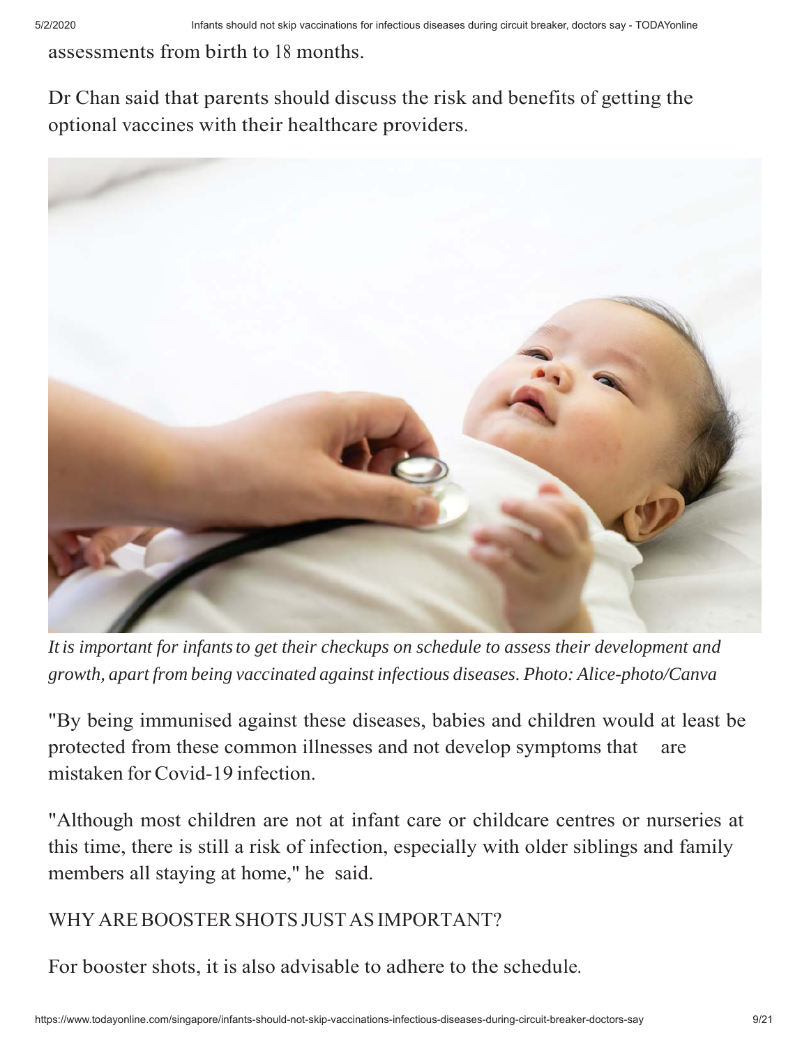assessments from birth to 18 months.

Dr Chan said that parents should discuss the risk and benefits of getting the optional vaccines with their healthcare providers.

*It is important for infants to get their checkups on schedule to assess their development and growth, apart from being vaccinated against infectious diseases. Photo: Alice-photo/Canva*

"By being immunised against these diseases, babies and children would at least be protected from these common illnesses and not develop symptoms that are mistaken for Covid-19 infection.

"Although most children are not at infant care or childcare centres or nurseries at this time, there is still a risk of infection, especially with older siblings and family members all staying at home," he said.

WHY ARE BOOSTER SHOTS JUST AS IMPORTANT?

For booster shots, it is also advisable to adhere to the schedule.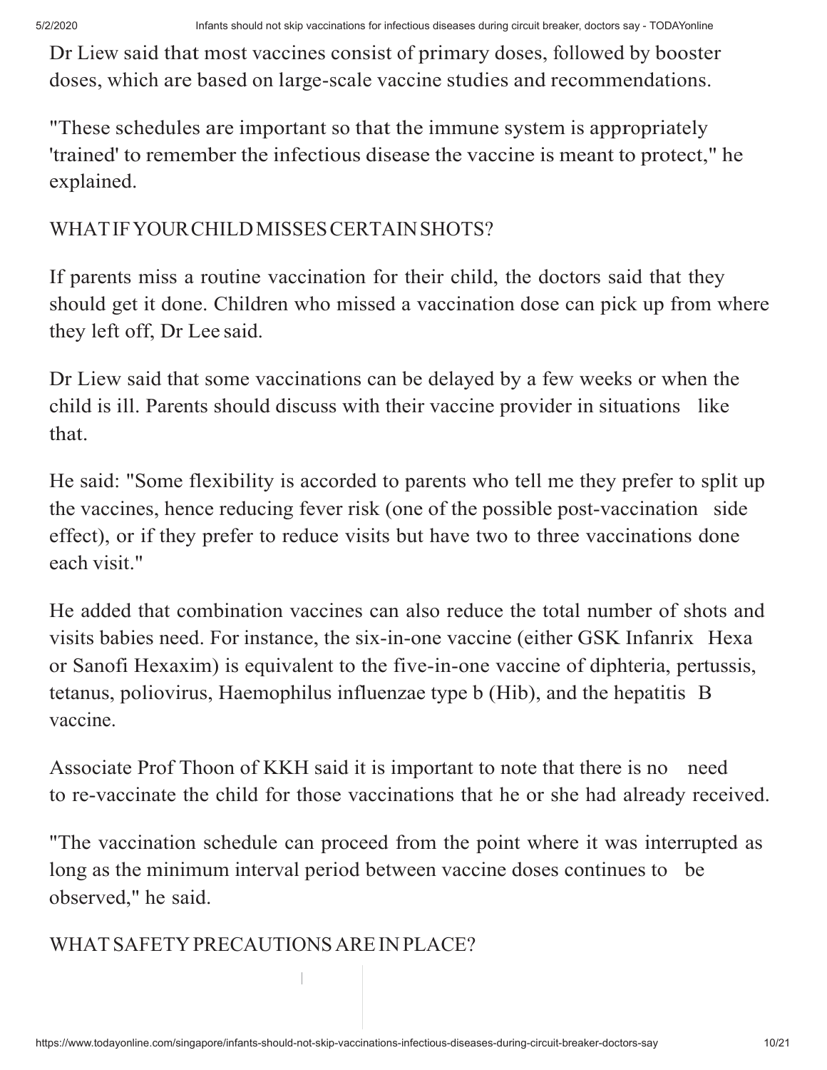Dr Liew said that most vaccines consist of primary doses, followed by booster doses, which are based on large-scale vaccine studies and recommendations.

"These schedules are important so that the immune system is appropriately 'trained' to remember the infectious disease the vaccine is meant to protect," he explained.

## WHAT IF YOUR CHILD MISSES CERTAIN SHOTS?

If parents miss a routine vaccination for their child, the doctors said that they should get it done. Children who missed a vaccination dose can pick up from where they left off, Dr Lee said.

Dr Liew said that some vaccinations can be delayed by a few weeks or when the child is ill. Parents should discuss with their vaccine provider in situations like that.

He said: "Some flexibility is accorded to parents who tell me they prefer to split up the vaccines, hence reducing fever risk (one of the possible post-vaccination side effect), or if they prefer to reduce visits but have two to three vaccinations done each visit."

He added that combination vaccines can also reduce the total number of shots and visits babies need. For instance, the six-in-one vaccine (either GSK Infanrix Hexa or Sanofi Hexaxim) is equivalent to the five-in-one vaccine of diphteria, pertussis, tetanus, poliovirus, Haemophilus influenzae type b (Hib), and the hepatitis B vaccine.

Associate Prof Thoon of KKH said it is important to note that there is no need to re-vaccinate the child for those vaccinations that he or she had already received.

"The vaccination schedule can proceed from the point where it was interrupted as long as the minimum interval period between vaccine doses continues to be observed," he said.

## WHAT SAFETY PRECAUTIONS ARE IN PLACE?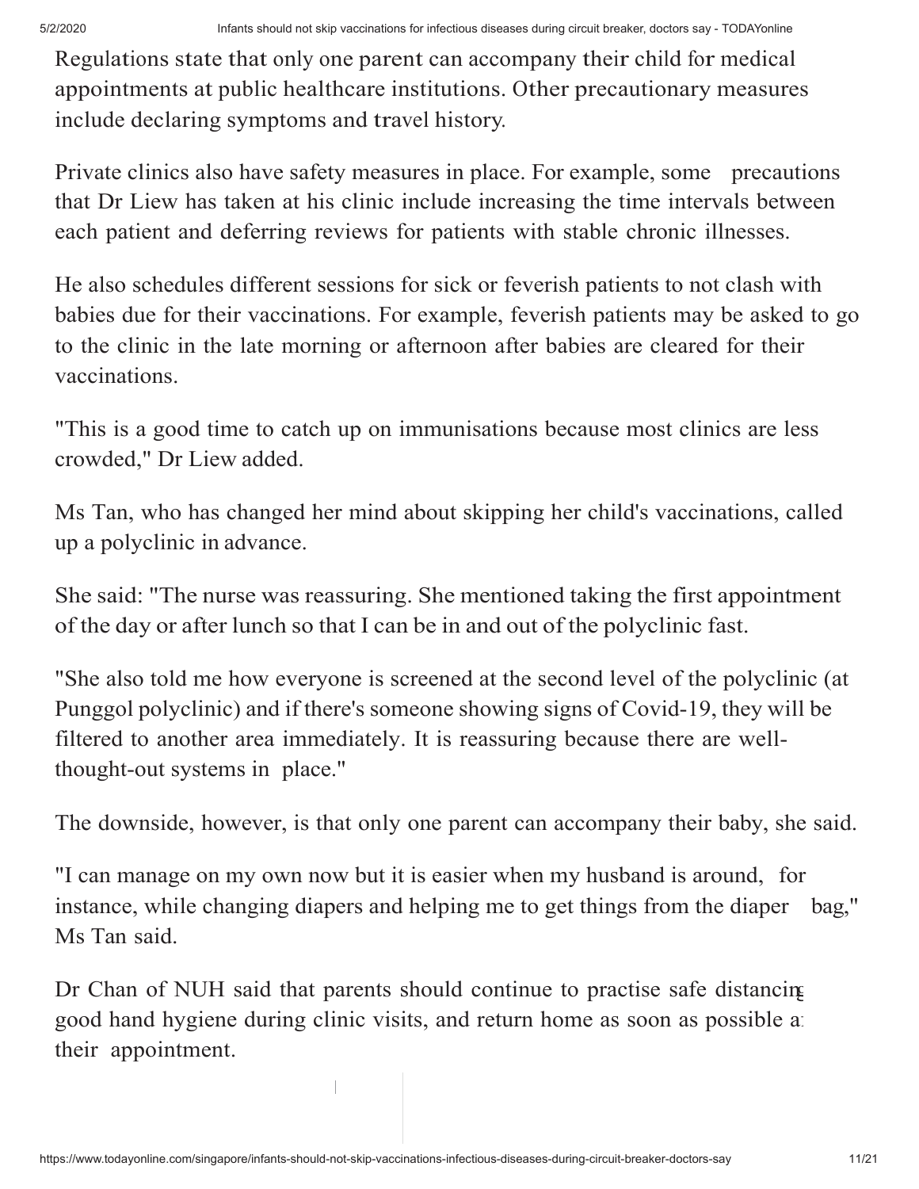Regulations state that only one parent can accompany their child for medical appointments at public healthcare institutions. Other precautionary measures include declaring symptoms and travel history.

Private clinics also have safety measures in place. For example, some precautions that Dr Liew has taken at his clinic include increasing the time intervals between each patient and deferring reviews for patients with stable chronic illnesses.

He also schedules different sessions for sick or feverish patients to not clash with babies due for their vaccinations. For example, feverish patients may be asked to go to the clinic in the late morning or afternoon after babies are cleared for their vaccinations.

"This is a good time to catch up on immunisations because most clinics are less crowded," Dr Liew added.

Ms Tan, who has changed her mind about skipping her child's vaccinations, called up a polyclinic in advance.

She said: "The nurse was reassuring. She mentioned taking the first appointment of the day or after lunch so that I can be in and out of the polyclinic fast.

"She also told me how everyone is screened at the second level of the polyclinic (at Punggol polyclinic) and if there's someone showing signs of Covid-19, they will be filtered to another area immediately. It is reassuring because there are well-thought-out systems in place."

The downside, however, is that only one parent can accompany their baby, she said.

"I can manage on my own now but it is easier when my husband is around, for instance, while changing diapers and helping me to get things from the diaper bag," Ms Tan said.

Dr Chan of NUH said that parents should continue to practise safe distancing good hand hygiene during clinic visits, and return home as soon as possible a their appointment.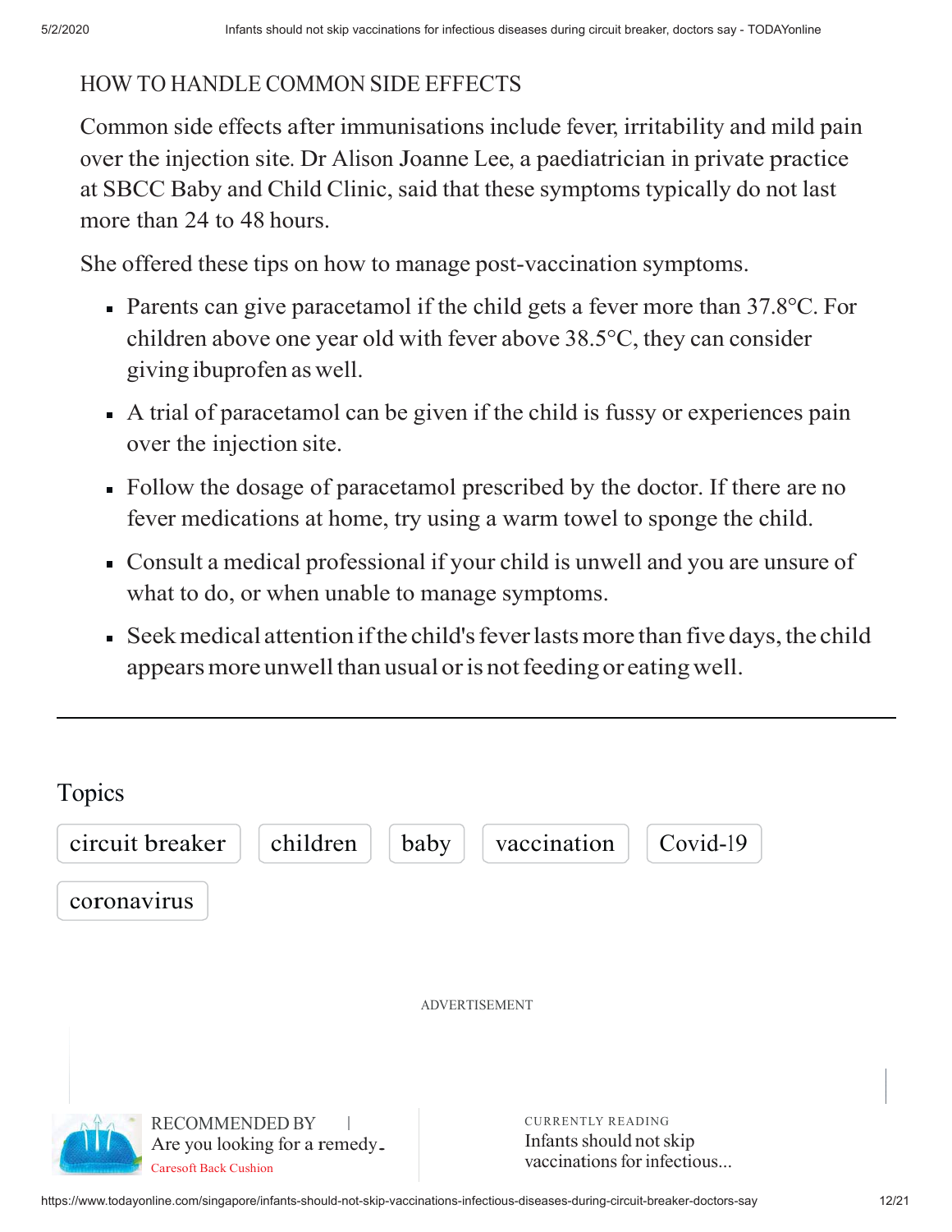## HOW TO HANDLE COMMON SIDE EFFECTS

Common side effects after immunisations include fever, irritability and mild pain over the injection site. Dr Alison Joanne Lee, a paediatrician in private practice at SBCC Baby and Child Clinic, said that these symptoms typically do not last more than 24 to 48 hours.

She offered these tips on how to manage post-vaccination symptoms.

- Parents can give paracetamol if the child gets a fever more than 37.8°C. For children above one year old with fever above 38.5°C, they can consider giving ibuprofen as well.
- A trial of paracetamol can be given if the child is fussy or experiences pain over the injection site.
- Follow the dosage of paracetamol prescribed by the doctor. If there are no fever medications at home, try using a warm towel to sponge the child.
- Consult a medical professional if your child is unwell and you are unsure of what to do, or when unable to manage symptoms.
- Seek medical attention if the child's fever lasts more than five days, the child appears more unwell than usual or is not feeding or eating well.

---

Topics

circuit breaker | children | baby | vaccination | Covid-19 | coronavirus

ADVERTISEMENT

RECOMMENDED BY |
Are you looking for a remedy...
Caresoft Back Cushion

CURRENTLY READING
Infants should not skip vaccinations for infectious...